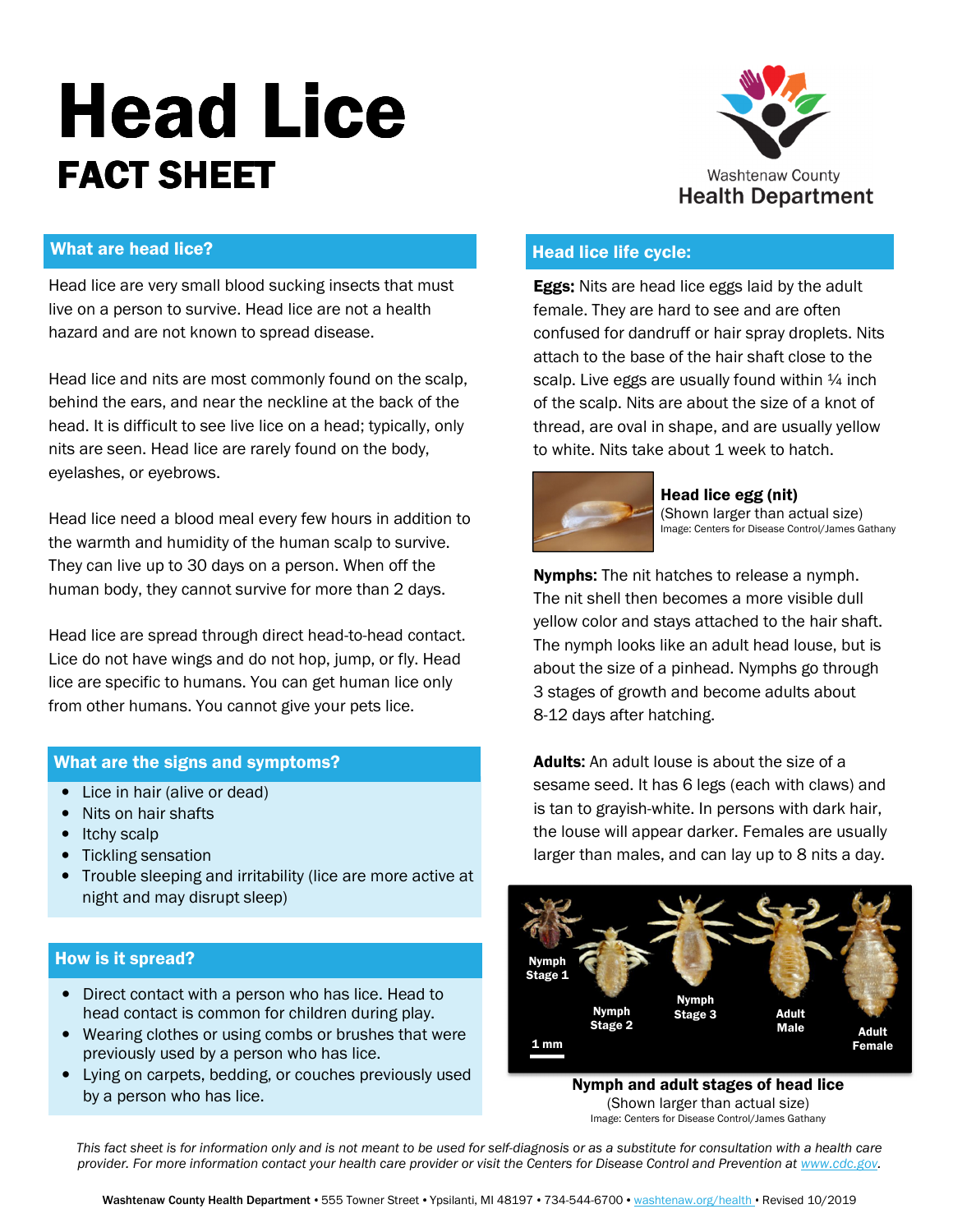# Head Lice

## FACT SHEET

Washtenaw County Health Department

### What are head lice?

Head lice are very small blood sucking insects that must live on a person to survive. Head lice are not a health hazard and are not known to spread disease.

Head lice and nits are most commonly found on the scalp, behind the ears, and near the neckline at the back of the head. It is difficult to see live lice on a head; typically, only nits are seen. Head lice are rarely found on the body, eyelashes, or eyebrows.

Head lice need a blood meal every few hours in addition to the warmth and humidity of the human scalp to survive. They can live up to 30 days on a person. When off the human body, they cannot survive for more than 2 days.

Head lice are spread through direct head-to-head contact. Lice do not have wings and do not hop, jump, or fly. Head lice are specific to humans. You can get human lice only from other humans. You cannot give your pets lice.

### What are the signs and symptoms?

- Lice in hair (alive or dead)
- Nits on hair shafts
- Itchy scalp
- Tickling sensation
- Trouble sleeping and irritability (lice are more active at night and may disrupt sleep)

### How is it spread?

- Direct contact with a person who has lice. Head to head contact is common for children during play.
- Wearing clothes or using combs or brushes that were previously used by a person who has lice.
- Lying on carpets, bedding, or couches previously used by a person who has lice.

### Head lice life cycle:

**Eggs:** Nits are head lice eggs laid by the adult female. They are hard to see and are often confused for dandruff or hair spray droplets. Nits attach to the base of the hair shaft close to the scalp. Live eggs are usually found within ¼ inch of the scalp. Nits are about the size of a knot of thread, are oval in shape, and are usually yellow to white. Nits take about 1 week to hatch.

**Head lice egg (nit)**
(Shown larger than actual size)
Image: Centers for Disease Control/James Gathany

**Nymphs:** The nit hatches to release a nymph. The nit shell then becomes a more visible dull yellow color and stays attached to the hair shaft. The nymph looks like an adult head louse, but is about the size of a pinhead. Nymphs go through 3 stages of growth and become adults about 8-12 days after hatching.

**Adults:** An adult louse is about the size of a sesame seed. It has 6 legs (each with claws) and is tan to grayish-white. In persons with dark hair, the louse will appear darker. Females are usually larger than males, and can lay up to 8 nits a day.

Nymph Stage 1 · Nymph Stage 2 · Nymph Stage 3 · Adult Male · Adult Female · 1 mm

**Nymph and adult stages of head lice**
(Shown larger than actual size)
Image: Centers for Disease Control/James Gathany

*This fact sheet is for information only and is not meant to be used for self-diagnosis or as a substitute for consultation with a health care provider. For more information contact your health care provider or visit the Centers for Disease Control and Prevention at www.cdc.gov.*

**Washtenaw County Health Department** • 555 Towner Street • Ypsilanti, MI 48197 • 734-544-6700 • washtenaw.org/health • Revised 10/2019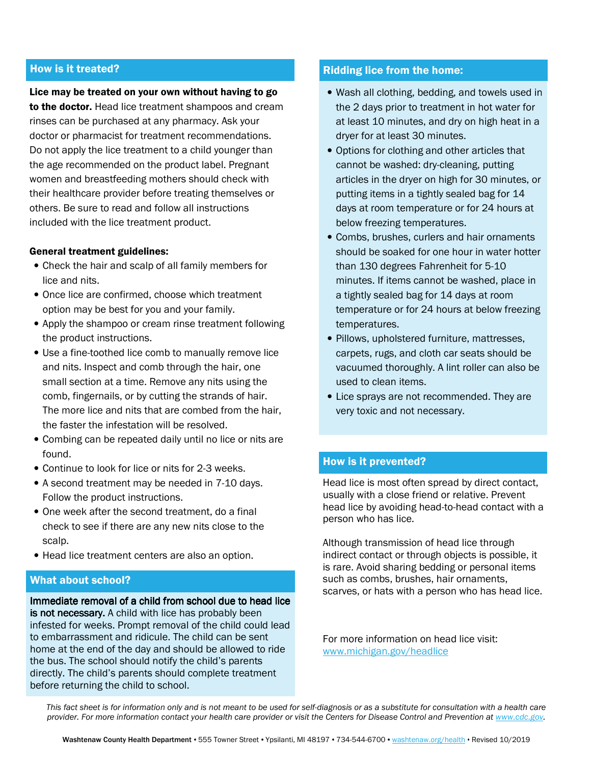## How is it treated?

**Lice may be treated on your own without having to go to the doctor.** Head lice treatment shampoos and cream rinses can be purchased at any pharmacy. Ask your doctor or pharmacist for treatment recommendations. Do not apply the lice treatment to a child younger than the age recommended on the product label. Pregnant women and breastfeeding mothers should check with their healthcare provider before treating themselves or others. Be sure to read and follow all instructions included with the lice treatment product.

**General treatment guidelines:**

- Check the hair and scalp of all family members for lice and nits.
- Once lice are confirmed, choose which treatment option may be best for you and your family.
- Apply the shampoo or cream rinse treatment following the product instructions.
- Use a fine-toothed lice comb to manually remove lice and nits. Inspect and comb through the hair, one small section at a time. Remove any nits using the comb, fingernails, or by cutting the strands of hair. The more lice and nits that are combed from the hair, the faster the infestation will be resolved.
- Combing can be repeated daily until no lice or nits are found.
- Continue to look for lice or nits for 2-3 weeks.
- A second treatment may be needed in 7-10 days. Follow the product instructions.
- One week after the second treatment, do a final check to see if there are any new nits close to the scalp.
- Head lice treatment centers are also an option.

## What about school?

**Immediate removal of a child from school due to head lice is not necessary.** A child with lice has probably been infested for weeks. Prompt removal of the child could lead to embarrassment and ridicule. The child can be sent home at the end of the day and should be allowed to ride the bus. The school should notify the child's parents directly. The child's parents should complete treatment before returning the child to school.

## Ridding lice from the home:

- Wash all clothing, bedding, and towels used in the 2 days prior to treatment in hot water for at least 10 minutes, and dry on high heat in a dryer for at least 30 minutes.
- Options for clothing and other articles that cannot be washed: dry-cleaning, putting articles in the dryer on high for 30 minutes, or putting items in a tightly sealed bag for 14 days at room temperature or for 24 hours at below freezing temperatures.
- Combs, brushes, curlers and hair ornaments should be soaked for one hour in water hotter than 130 degrees Fahrenheit for 5-10 minutes. If items cannot be washed, place in a tightly sealed bag for 14 days at room temperature or for 24 hours at below freezing temperatures.
- Pillows, upholstered furniture, mattresses, carpets, rugs, and cloth car seats should be vacuumed thoroughly. A lint roller can also be used to clean items.
- Lice sprays are not recommended. They are very toxic and not necessary.

## How is it prevented?

Head lice is most often spread by direct contact, usually with a close friend or relative. Prevent head lice by avoiding head-to-head contact with a person who has lice.

Although transmission of head lice through indirect contact or through objects is possible, it is rare. Avoid sharing bedding or personal items such as combs, brushes, hair ornaments, scarves, or hats with a person who has head lice.

For more information on head lice visit: www.michigan.gov/headlice

*This fact sheet is for information only and is not meant to be used for self-diagnosis or as a substitute for consultation with a health care provider. For more information contact your health care provider or visit the Centers for Disease Control and Prevention at www.cdc.gov.*

**Washtenaw County Health Department** • 555 Towner Street • Ypsilanti, MI 48197 • 734-544-6700 • washtenaw.org/health • Revised 10/2019